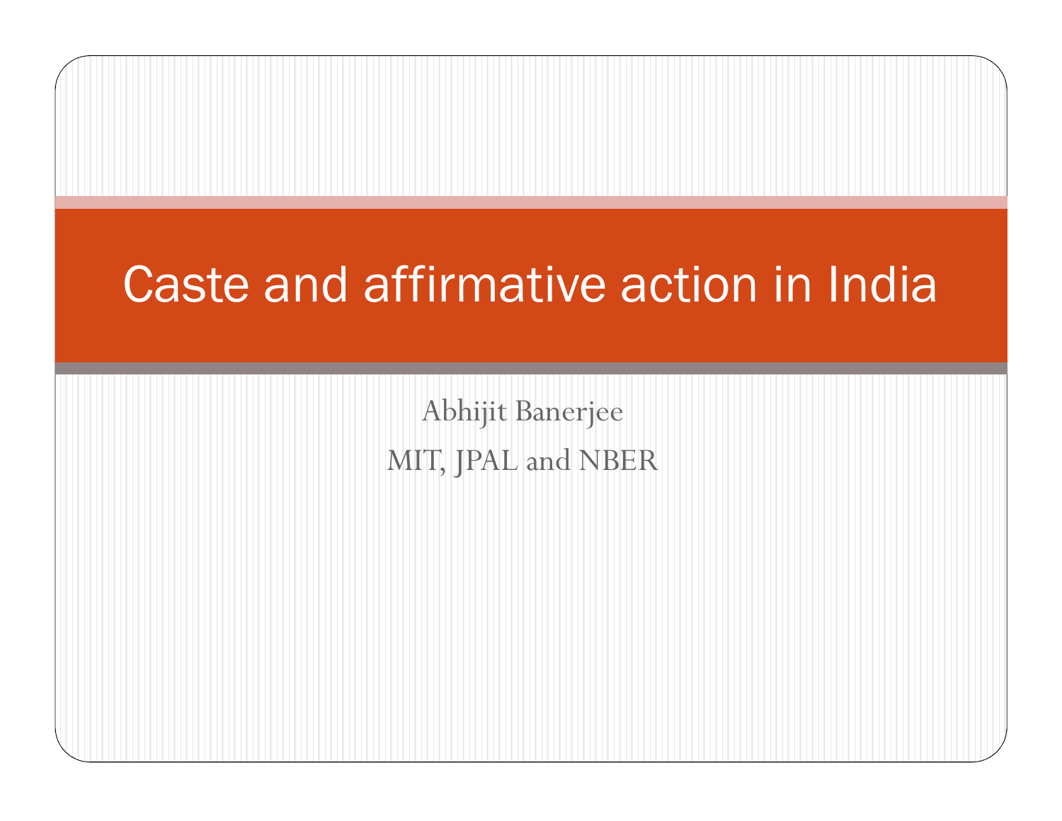# Caste and affirmative action in India

Abhijit Banerjee

MIT, JPAL and NBER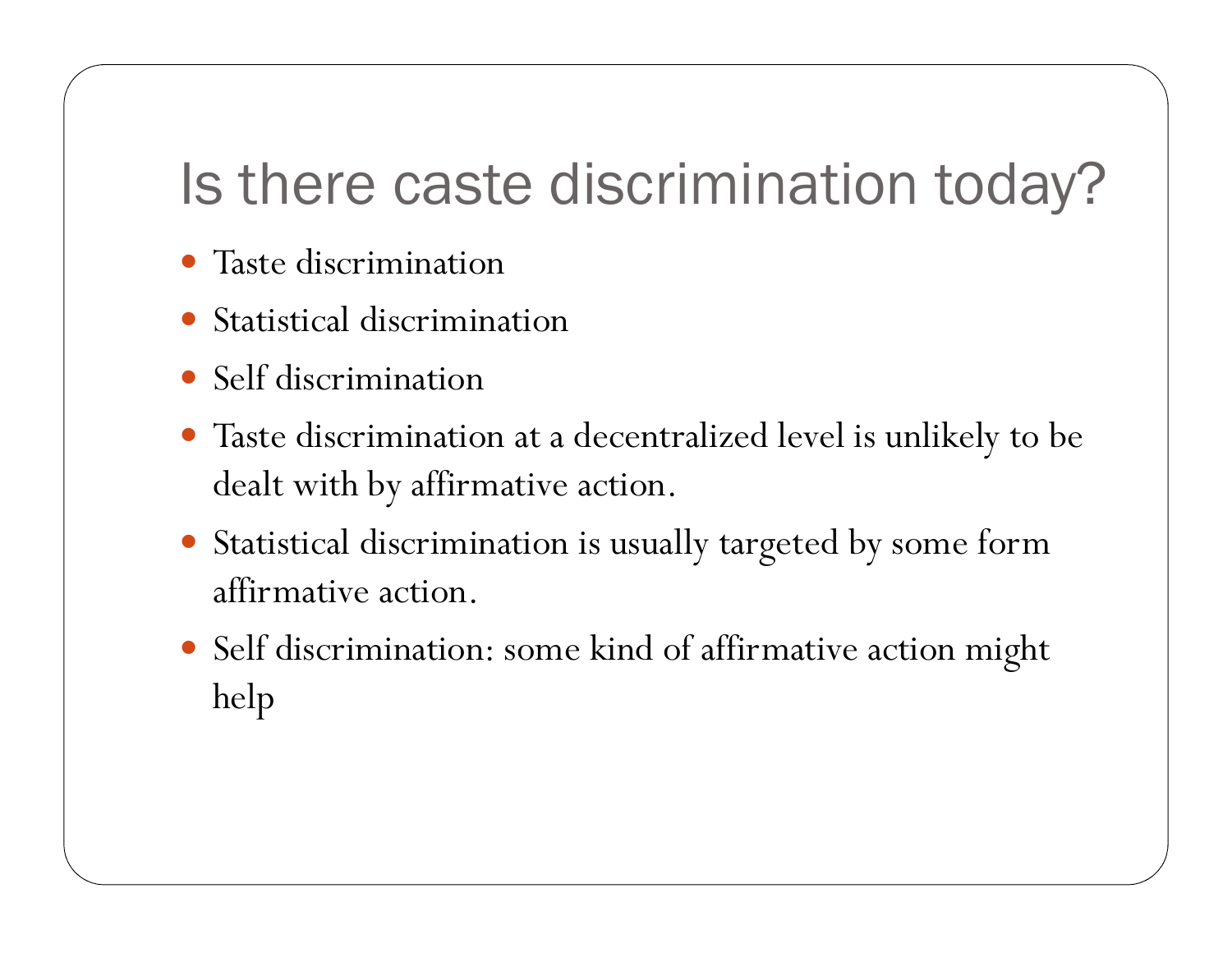# Is there caste discrimination today?

- Taste discrimination
- Statistical discrimination
- Self discrimination
- Taste discrimination at a decentralized level is unlikely to be dealt with by affirmative action.
- Statistical discrimination is usually targeted by some form affirmative action.
- Self discrimination: some kind of affirmative action might help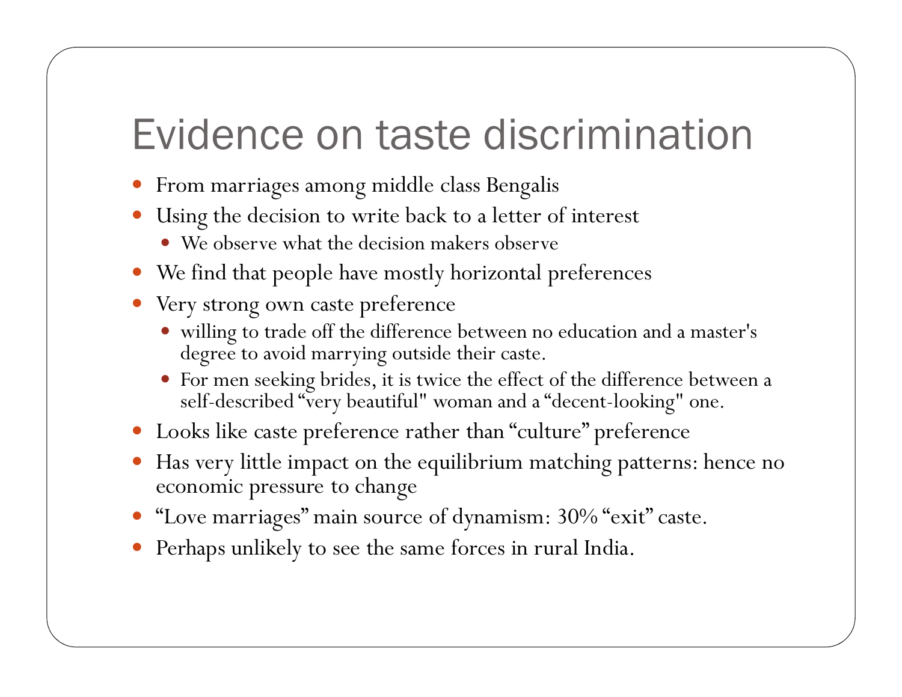# Evidence on taste discrimination

- From marriages among middle class Bengalis
- Using the decision to write back to a letter of interest
  - We observe what the decision makers observe
- We find that people have mostly horizontal preferences
- Very strong own caste preference
  - willing to trade off the difference between no education and a master's degree to avoid marrying outside their caste.
  - For men seeking brides, it is twice the effect of the difference between a self-described "very beautiful" woman and a "decent-looking" one.
- Looks like caste preference rather than "culture" preference
- Has very little impact on the equilibrium matching patterns: hence no economic pressure to change
- "Love marriages" main source of dynamism: 30% "exit" caste.
- Perhaps unlikely to see the same forces in rural India.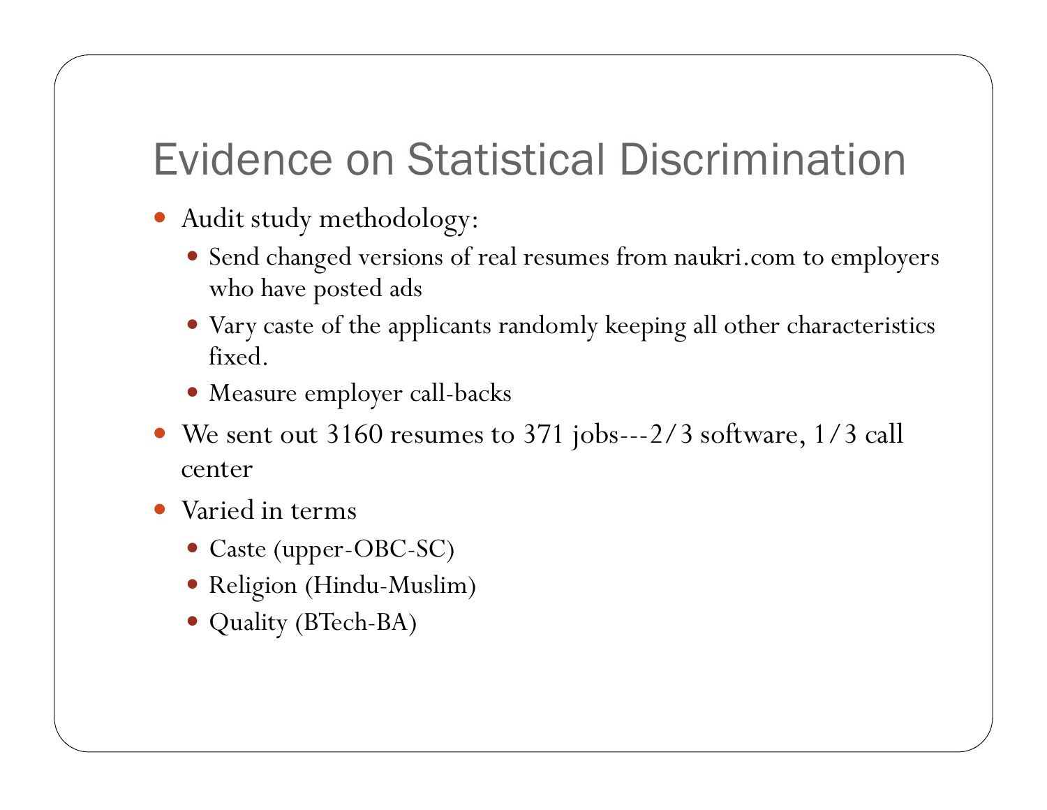# Evidence on Statistical Discrimination

- Audit study methodology:
  - Send changed versions of real resumes from naukri.com to employers who have posted ads
  - Vary caste of the applicants randomly keeping all other characteristics fixed.
  - Measure employer call-backs
- We sent out 3160 resumes to 371 jobs---2/3 software, 1/3 call center
- Varied in terms
  - Caste (upper-OBC-SC)
  - Religion (Hindu-Muslim)
  - Quality (BTech-BA)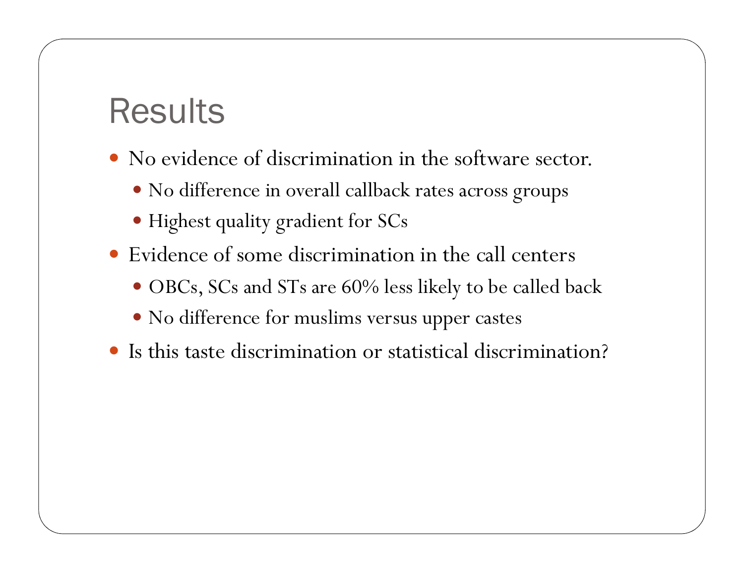# Results

- No evidence of discrimination in the software sector.
  - No difference in overall callback rates across groups
  - Highest quality gradient for SCs
- Evidence of some discrimination in the call centers
  - OBCs, SCs and STs are 60% less likely to be called back
  - No difference for muslims versus upper castes
- Is this taste discrimination or statistical discrimination?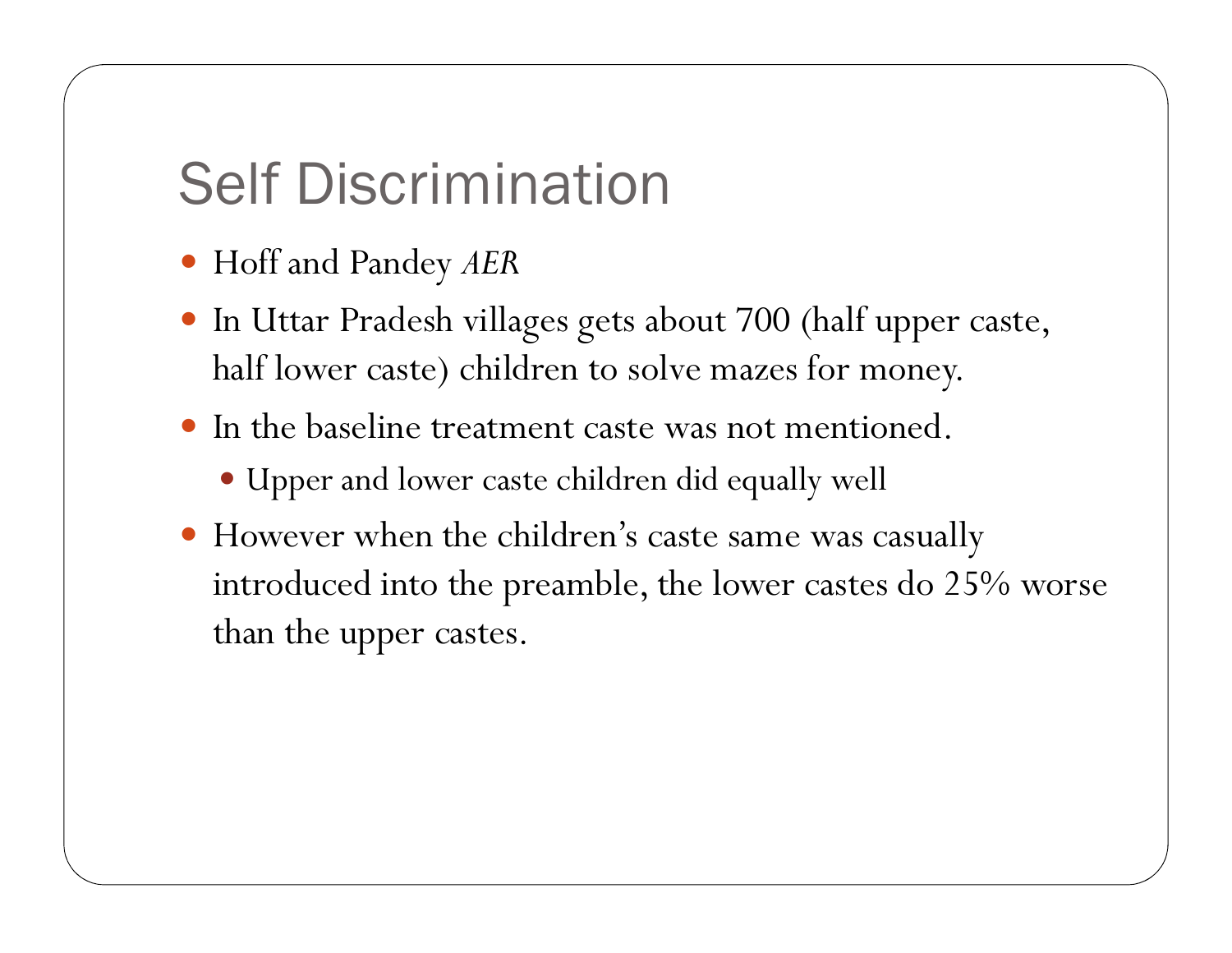# Self Discrimination

- Hoff and Pandey *AER*
- In Uttar Pradesh villages gets about 700 (half upper caste, half lower caste) children to solve mazes for money.
- In the baseline treatment caste was not mentioned.
  - Upper and lower caste children did equally well
- However when the children's caste same was casually introduced into the preamble, the lower castes do 25% worse than the upper castes.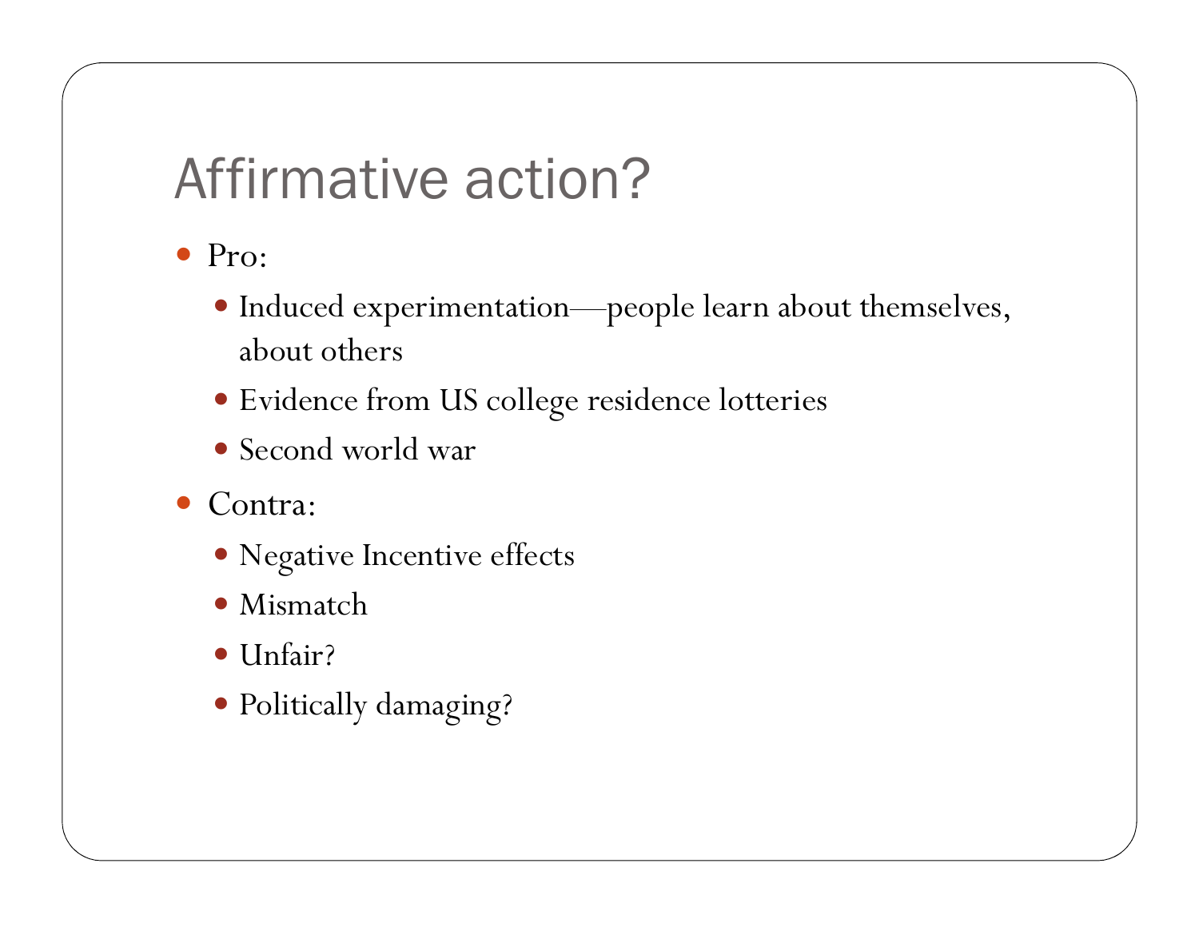# Affirmative action?

- Pro:
  - Induced experimentation—people learn about themselves, about others
  - Evidence from US college residence lotteries
  - Second world war
- Contra:
  - Negative Incentive effects
  - Mismatch
  - Unfair?
  - Politically damaging?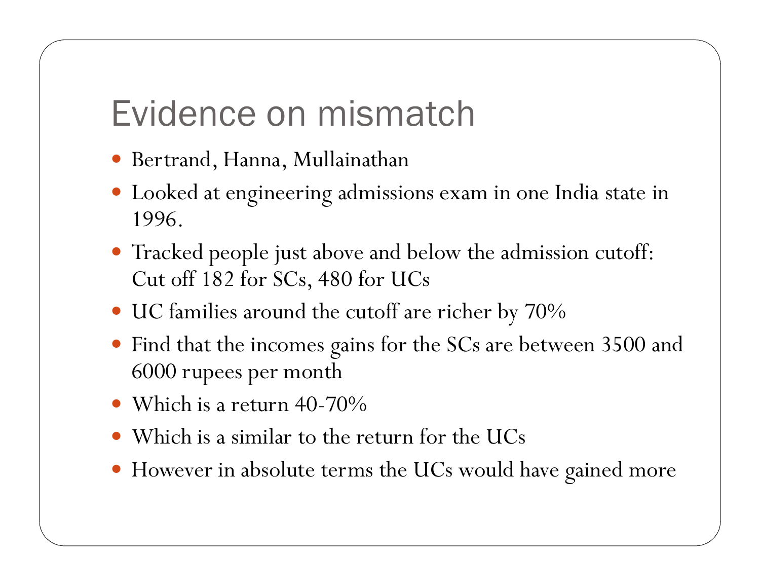# Evidence on mismatch

- Bertrand, Hanna, Mullainathan
- Looked at engineering admissions exam in one India state in 1996.
- Tracked people just above and below the admission cutoff: Cut off 182 for SCs, 480 for UCs
- UC families around the cutoff are richer by 70%
- Find that the incomes gains for the SCs are between 3500 and 6000 rupees per month
- Which is a return 40-70%
- Which is a similar to the return for the UCs
- However in absolute terms the UCs would have gained more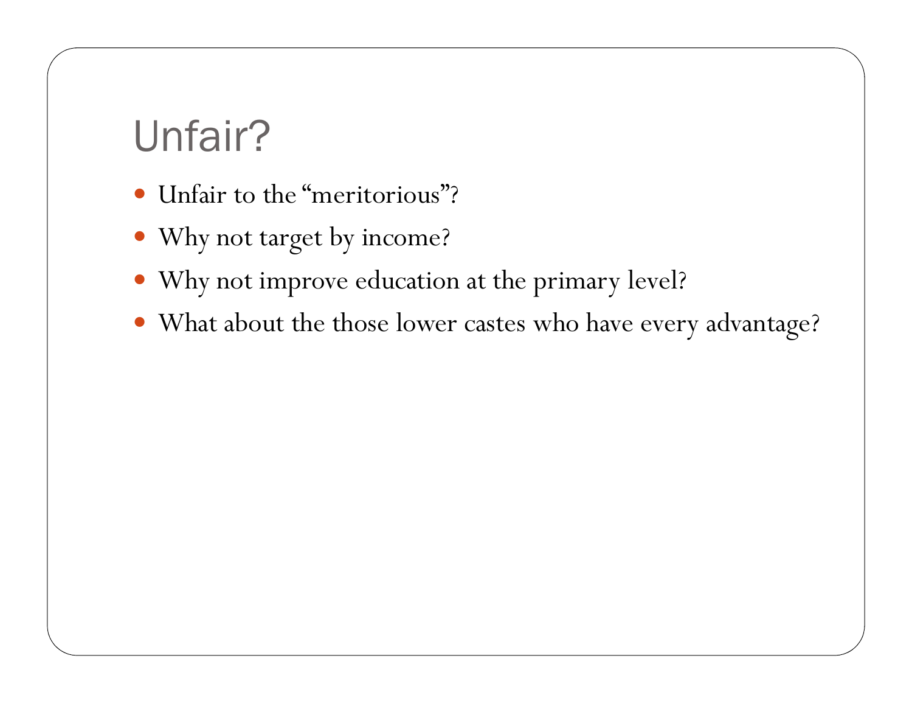# Unfair?

- Unfair to the "meritorious"?
- Why not target by income?
- Why not improve education at the primary level?
- What about the those lower castes who have every advantage?